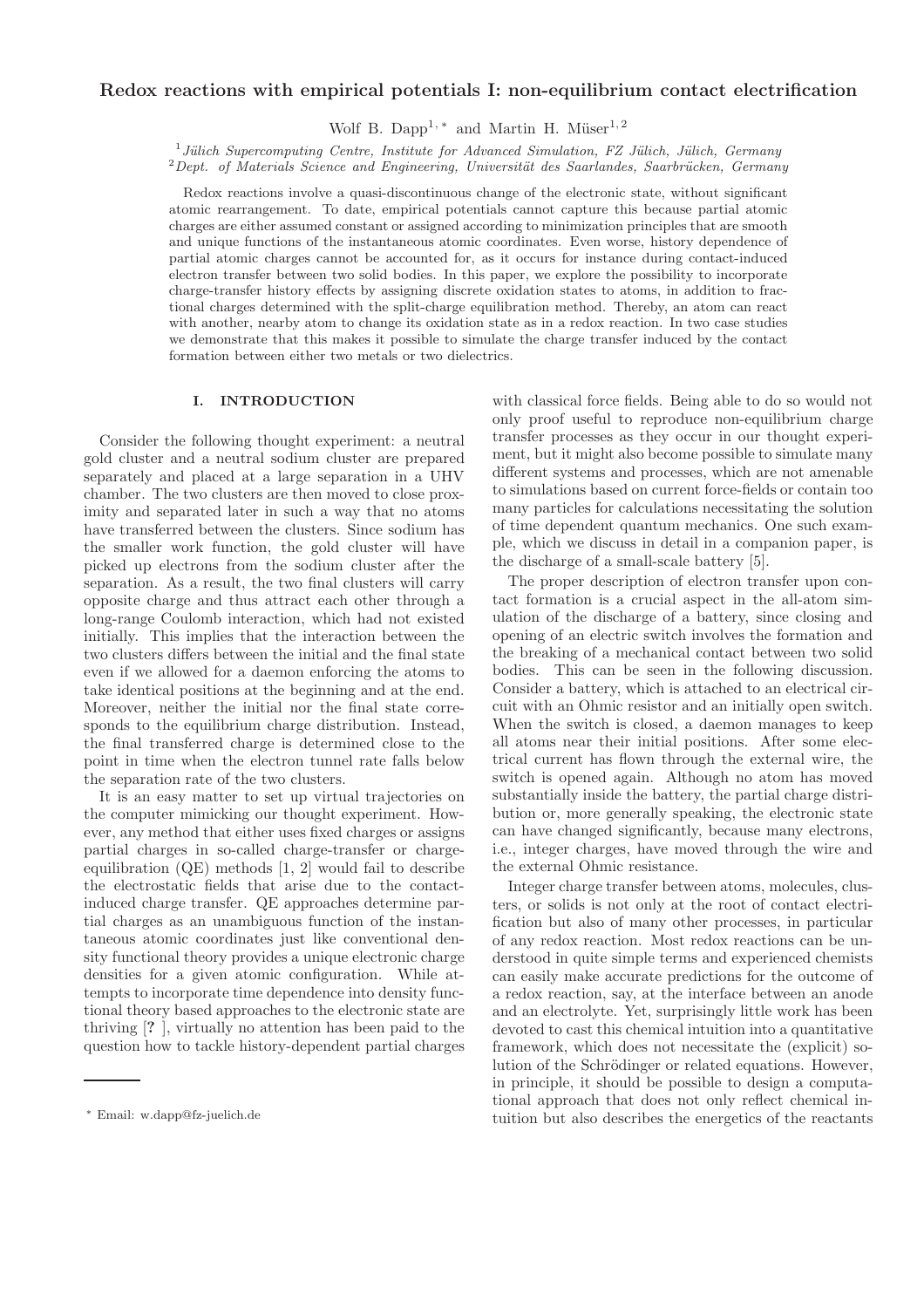# Redox reactions with empirical potentials I: non-equilibrium contact electrification

Wolf B. Dapp[1,*] and Martin H. Müser[1,2]

[1] *Jülich Supercomputing Centre, Institute for Advanced Simulation, FZ Jülich, Jülich, Germany*
[2] *Dept. of Materials Science and Engineering, Universität des Saarlandes, Saarbrücken, Germany*

Redox reactions involve a quasi-discontinuous change of the electronic state, without significant atomic rearrangement. To date, empirical potentials cannot capture this because partial atomic charges are either assumed constant or assigned according to minimization principles that are smooth and unique functions of the instantaneous atomic coordinates. Even worse, history dependence of partial atomic charges cannot be accounted for, as it occurs for instance during contact-induced electron transfer between two solid bodies. In this paper, we explore the possibility to incorporate charge-transfer history effects by assigning discrete oxidation states to atoms, in addition to fractional charges determined with the split-charge equilibration method. Thereby, an atom can react with another, nearby atom to change its oxidation state as in a redox reaction. In two case studies we demonstrate that this makes it possible to simulate the charge transfer induced by the contact formation between either two metals or two dielectrics.

## I. INTRODUCTION

Consider the following thought experiment: a neutral gold cluster and a neutral sodium cluster are prepared separately and placed at a large separation in a UHV chamber. The two clusters are then moved to close proximity and separated later in such a way that no atoms have transferred between the clusters. Since sodium has the smaller work function, the gold cluster will have picked up electrons from the sodium cluster after the separation. As a result, the two final clusters will carry opposite charge and thus attract each other through a long-range Coulomb interaction, which had not existed initially. This implies that the interaction between the two clusters differs between the initial and the final state even if we allowed for a daemon enforcing the atoms to take identical positions at the beginning and at the end. Moreover, neither the initial nor the final state corresponds to the equilibrium charge distribution. Instead, the final transferred charge is determined close to the point in time when the electron tunnel rate falls below the separation rate of the two clusters.

It is an easy matter to set up virtual trajectories on the computer mimicking our thought experiment. However, any method that either uses fixed charges or assigns partial charges in so-called charge-transfer or charge-equilibration (QE) methods [1, 2] would fail to describe the electrostatic fields that arise due to the contact-induced charge transfer. QE approaches determine partial charges as an unambiguous function of the instantaneous atomic coordinates just like conventional density functional theory provides a unique electronic charge densities for a given atomic configuration. While attempts to incorporate time dependence into density functional theory based approaches to the electronic state are thriving [**?** ], virtually no attention has been paid to the question how to tackle history-dependent partial charges with classical force fields. Being able to do so would not only proof useful to reproduce non-equilibrium charge transfer processes as they occur in our thought experiment, but it might also become possible to simulate many different systems and processes, which are not amenable to simulations based on current force-fields or contain too many particles for calculations necessitating the solution of time dependent quantum mechanics. One such example, which we discuss in detail in a companion paper, is the discharge of a small-scale battery [5].

The proper description of electron transfer upon contact formation is a crucial aspect in the all-atom simulation of the discharge of a battery, since closing and opening of an electric switch involves the formation and the breaking of a mechanical contact between two solid bodies. This can be seen in the following discussion. Consider a battery, which is attached to an electrical circuit with an Ohmic resistor and an initially open switch. When the switch is closed, a daemon manages to keep all atoms near their initial positions. After some electrical current has flown through the external wire, the switch is opened again. Although no atom has moved substantially inside the battery, the partial charge distribution or, more generally speaking, the electronic state can have changed significantly, because many electrons, i.e., integer charges, have moved through the wire and the external Ohmic resistance.

Integer charge transfer between atoms, molecules, clusters, or solids is not only at the root of contact electrification but also of many other processes, in particular of any redox reaction. Most redox reactions can be understood in quite simple terms and experienced chemists can easily make accurate predictions for the outcome of a redox reaction, say, at the interface between an anode and an electrolyte. Yet, surprisingly little work has been devoted to cast this chemical intuition into a quantitative framework, which does not necessitate the (explicit) solution of the Schrödinger or related equations. However, in principle, it should be possible to design a computational approach that does not only reflect chemical intuition but also describes the energetics of the reactants

[*] Email: w.dapp@fz-juelich.de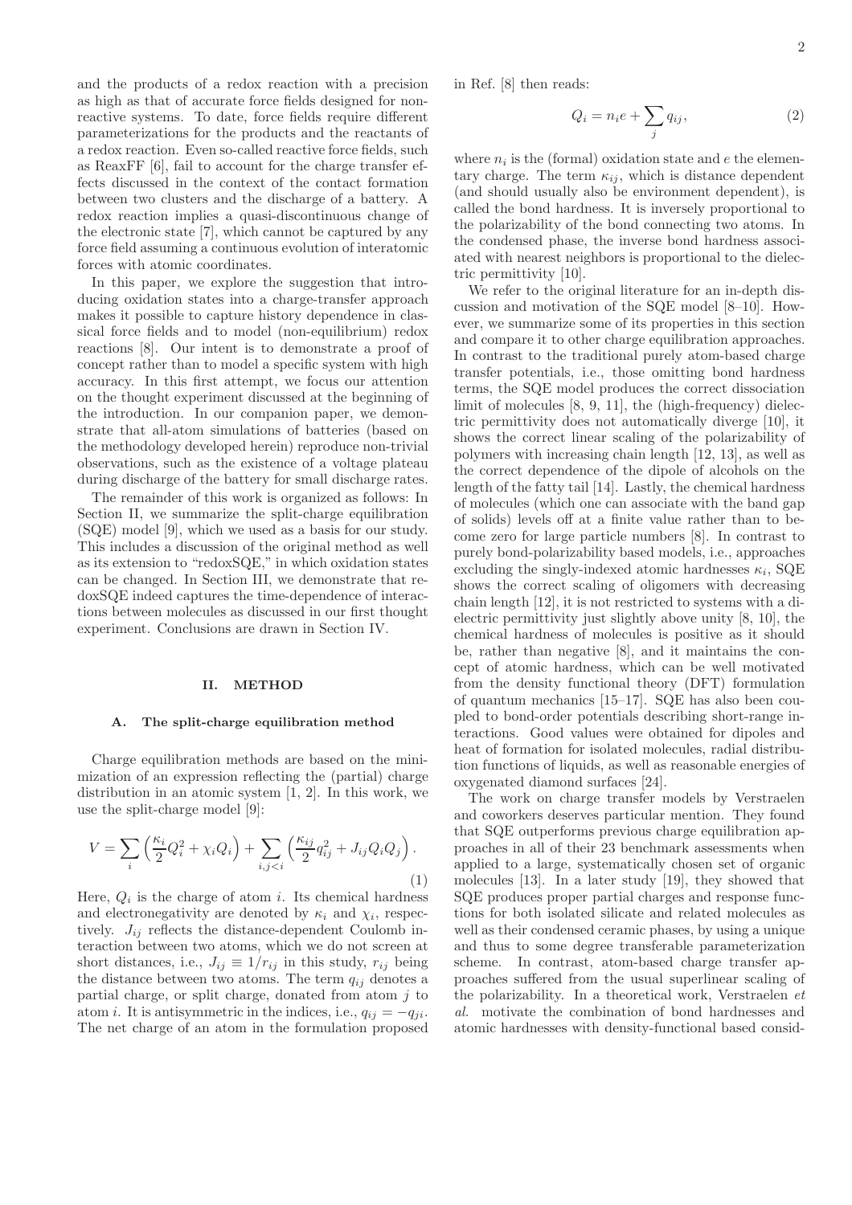and the products of a redox reaction with a precision as high as that of accurate force fields designed for nonreactive systems. To date, force fields require different parameterizations for the products and the reactants of a redox reaction. Even so-called reactive force fields, such as ReaxFF [6], fail to account for the charge transfer effects discussed in the context of the contact formation between two clusters and the discharge of a battery. A redox reaction implies a quasi-discontinuous change of the electronic state [7], which cannot be captured by any force field assuming a continuous evolution of interatomic forces with atomic coordinates.

In this paper, we explore the suggestion that introducing oxidation states into a charge-transfer approach makes it possible to capture history dependence in classical force fields and to model (non-equilibrium) redox reactions [8]. Our intent is to demonstrate a proof of concept rather than to model a specific system with high accuracy. In this first attempt, we focus our attention on the thought experiment discussed at the beginning of the introduction. In our companion paper, we demonstrate that all-atom simulations of batteries (based on the methodology developed herein) reproduce non-trivial observations, such as the existence of a voltage plateau during discharge of the battery for small discharge rates.

The remainder of this work is organized as follows: In Section II, we summarize the split-charge equilibration (SQE) model [9], which we used as a basis for our study. This includes a discussion of the original method as well as its extension to "redoxSQE," in which oxidation states can be changed. In Section III, we demonstrate that redoxSQE indeed captures the time-dependence of interactions between molecules as discussed in our first thought experiment. Conclusions are drawn in Section IV.

## II. METHOD

### A. The split-charge equilibration method

Charge equilibration methods are based on the minimization of an expression reflecting the (partial) charge distribution in an atomic system [1, 2]. In this work, we use the split-charge model [9]:

$$V = \sum_i \left( \frac{\kappa_i}{2} Q_i^2 + \chi_i Q_i \right) + \sum_{i,j<i} \left( \frac{\kappa_{ij}}{2} q_{ij}^2 + J_{ij} Q_i Q_j \right). \tag{1}$$

Here, $Q_i$ is the charge of atom $i$. Its chemical hardness and electronegativity are denoted by $\kappa_i$ and $\chi_i$, respectively. $J_{ij}$ reflects the distance-dependent Coulomb interaction between two atoms, which we do not screen at short distances, i.e., $J_{ij} \equiv 1/r_{ij}$ in this study, $r_{ij}$ being the distance between two atoms. The term $q_{ij}$ denotes a partial charge, or split charge, donated from atom $j$ to atom $i$. It is antisymmetric in the indices, i.e., $q_{ij} = -q_{ji}$. The net charge of an atom in the formulation proposed in Ref. [8] then reads:

$$Q_i = n_i e + \sum_j q_{ij}, \tag{2}$$

where $n_i$ is the (formal) oxidation state and $e$ the elementary charge. The term $\kappa_{ij}$, which is distance dependent (and should usually also be environment dependent), is called the bond hardness. It is inversely proportional to the polarizability of the bond connecting two atoms. In the condensed phase, the inverse bond hardness associated with nearest neighbors is proportional to the dielectric permittivity [10].

We refer to the original literature for an in-depth discussion and motivation of the SQE model [8–10]. However, we summarize some of its properties in this section and compare it to other charge equilibration approaches. In contrast to the traditional purely atom-based charge transfer potentials, i.e., those omitting bond hardness terms, the SQE model produces the correct dissociation limit of molecules [8, 9, 11], the (high-frequency) dielectric permittivity does not automatically diverge [10], it shows the correct linear scaling of the polarizability of polymers with increasing chain length [12, 13], as well as the correct dependence of the dipole of alcohols on the length of the fatty tail [14]. Lastly, the chemical hardness of molecules (which one can associate with the band gap of solids) levels off at a finite value rather than to become zero for large particle numbers [8]. In contrast to purely bond-polarizability based models, i.e., approaches excluding the singly-indexed atomic hardnesses $\kappa_i$, SQE shows the correct scaling of oligomers with decreasing chain length [12], it is not restricted to systems with a dielectric permittivity just slightly above unity [8, 10], the chemical hardness of molecules is positive as it should be, rather than negative [8], and it maintains the concept of atomic hardness, which can be well motivated from the density functional theory (DFT) formulation of quantum mechanics [15–17]. SQE has also been coupled to bond-order potentials describing short-range interactions. Good values were obtained for dipoles and heat of formation for isolated molecules, radial distribution functions of liquids, as well as reasonable energies of oxygenated diamond surfaces [24].

The work on charge transfer models by Verstraelen and coworkers deserves particular mention. They found that SQE outperforms previous charge equilibration approaches in all of their 23 benchmark assessments when applied to a large, systematically chosen set of organic molecules [13]. In a later study [19], they showed that SQE produces proper partial charges and response functions for both isolated silicate and related molecules as well as their condensed ceramic phases, by using a unique and thus to some degree transferable parameterization scheme. In contrast, atom-based charge transfer approaches suffered from the usual superlinear scaling of the polarizability. In a theoretical work, Verstraelen *et al.* motivate the combination of bond hardnesses and atomic hardnesses with density-functional based consid-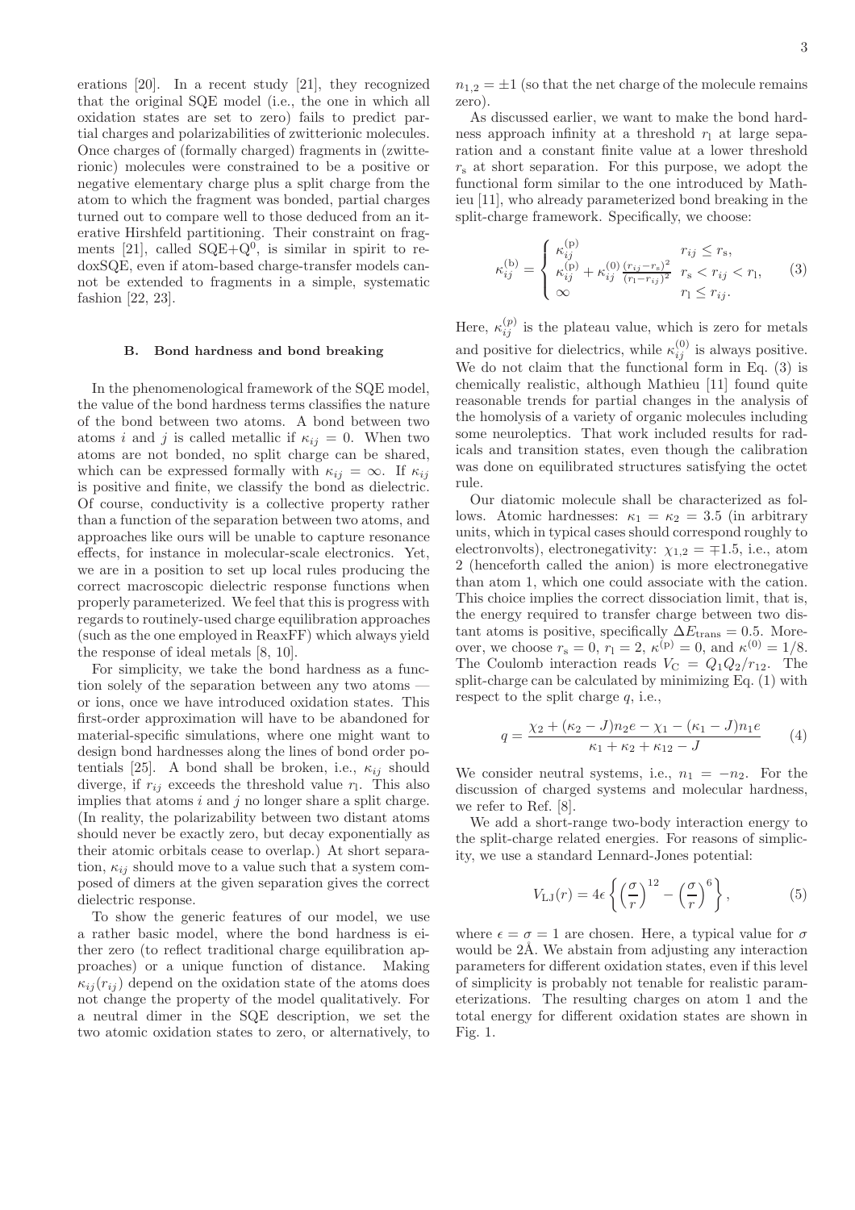erations [20]. In a recent study [21], they recognized that the original SQE model (i.e., the one in which all oxidation states are set to zero) fails to predict partial charges and polarizabilities of zwitterionic molecules. Once charges of (formally charged) fragments in (zwitterionic) molecules were constrained to be a positive or negative elementary charge plus a split charge from the atom to which the fragment was bonded, partial charges turned out to compare well to those deduced from an iterative Hirshfeld partitioning. Their constraint on fragments [21], called SQE+$Q^0$, is similar in spirit to redoxSQE, even if atom-based charge-transfer models cannot be extended to fragments in a simple, systematic fashion [22, 23].

### B. Bond hardness and bond breaking

In the phenomenological framework of the SQE model, the value of the bond hardness terms classifies the nature of the bond between two atoms. A bond between two atoms $i$ and $j$ is called metallic if $\kappa_{ij} = 0$. When two atoms are not bonded, no split charge can be shared, which can be expressed formally with $\kappa_{ij} = \infty$. If $\kappa_{ij}$ is positive and finite, we classify the bond as dielectric. Of course, conductivity is a collective property rather than a function of the separation between two atoms, and approaches like ours will be unable to capture resonance effects, for instance in molecular-scale electronics. Yet, we are in a position to set up local rules producing the correct macroscopic dielectric response functions when properly parameterized. We feel that this is progress with regards to routinely-used charge equilibration approaches (such as the one employed in ReaxFF) which always yield the response of ideal metals [8, 10].

For simplicity, we take the bond hardness as a function solely of the separation between any two atoms — or ions, once we have introduced oxidation states. This first-order approximation will have to be abandoned for material-specific simulations, where one might want to design bond hardnesses along the lines of bond order potentials [25]. A bond shall be broken, i.e., $\kappa_{ij}$ should diverge, if $r_{ij}$ exceeds the threshold value $r_l$. This also implies that atoms $i$ and $j$ no longer share a split charge. (In reality, the polarizability between two distant atoms should never be exactly zero, but decay exponentially as their atomic orbitals cease to overlap.) At short separation, $\kappa_{ij}$ should move to a value such that a system composed of dimers at the given separation gives the correct dielectric response.

To show the generic features of our model, we use a rather basic model, where the bond hardness is either zero (to reflect traditional charge equilibration approaches) or a unique function of distance. Making $\kappa_{ij}(r_{ij})$ depend on the oxidation state of the atoms does not change the property of the model qualitatively. For a neutral dimer in the SQE description, we set the two atomic oxidation states to zero, or alternatively, to $n_{1,2} = \pm 1$ (so that the net charge of the molecule remains zero).

As discussed earlier, we want to make the bond hardness approach infinity at a threshold $r_l$ at large separation and a constant finite value at a lower threshold $r_s$ at short separation. For this purpose, we adopt the functional form similar to the one introduced by Mathieu [11], who already parameterized bond breaking in the split-charge framework. Specifically, we choose:

$$\kappa_{ij}^{(\mathrm{b})} = \begin{cases} \kappa_{ij}^{(\mathrm{p})} & r_{ij} \le r_\mathrm{s}, \\ \kappa_{ij}^{(\mathrm{p})} + \kappa_{ij}^{(0)} \frac{(r_{ij}-r_\mathrm{s})^2}{(r_\mathrm{l}-r_{ij})^2} & r_\mathrm{s} < r_{ij} < r_\mathrm{l}, \\ \infty & r_\mathrm{l} \le r_{ij}. \end{cases} \quad (3)$$

Here, $\kappa_{ij}^{(p)}$ is the plateau value, which is zero for metals and positive for dielectrics, while $\kappa_{ij}^{(0)}$ is always positive. We do not claim that the functional form in Eq. (3) is chemically realistic, although Mathieu [11] found quite reasonable trends for partial changes in the analysis of the homolysis of a variety of organic molecules including some neuroleptics. That work included results for radicals and transition states, even though the calibration was done on equilibrated structures satisfying the octet rule.

Our diatomic molecule shall be characterized as follows. Atomic hardnesses: $\kappa_1 = \kappa_2 = 3.5$ (in arbitrary units, which in typical cases should correspond roughly to electronvolts), electronegativity: $\chi_{1,2} = \mp 1.5$, i.e., atom 2 (henceforth called the anion) is more electronegative than atom 1, which one could associate with the cation. This choice implies the correct dissociation limit, that is, the energy required to transfer charge between two distant atoms is positive, specifically $\Delta E_\mathrm{trans} = 0.5$. Moreover, we choose $r_\mathrm{s} = 0$, $r_\mathrm{l} = 2$, $\kappa^{(\mathrm{p})} = 0$, and $\kappa^{(0)} = 1/8$. The Coulomb interaction reads $V_\mathrm{C} = Q_1 Q_2 / r_{12}$. The split-charge can be calculated by minimizing Eq. (1) with respect to the split charge $q$, i.e.,

$$q = \frac{\chi_2 + (\kappa_2 - J)n_2 e - \chi_1 - (\kappa_1 - J)n_1 e}{\kappa_1 + \kappa_2 + \kappa_{12} - J} \quad (4)$$

We consider neutral systems, i.e., $n_1 = -n_2$. For the discussion of charged systems and molecular hardness, we refer to Ref. [8].

We add a short-range two-body interaction energy to the split-charge related energies. For reasons of simplicity, we use a standard Lennard-Jones potential:

$$V_\mathrm{LJ}(r) = 4\epsilon \left\{ \left(\frac{\sigma}{r}\right)^{12} - \left(\frac{\sigma}{r}\right)^{6} \right\}, \quad (5)$$

where $\epsilon = \sigma = 1$ are chosen. Here, a typical value for $\sigma$ would be 2Å. We abstain from adjusting any interaction parameters for different oxidation states, even if this level of simplicity is probably not tenable for realistic parameterizations. The resulting charges on atom 1 and the total energy for different oxidation states are shown in Fig. 1.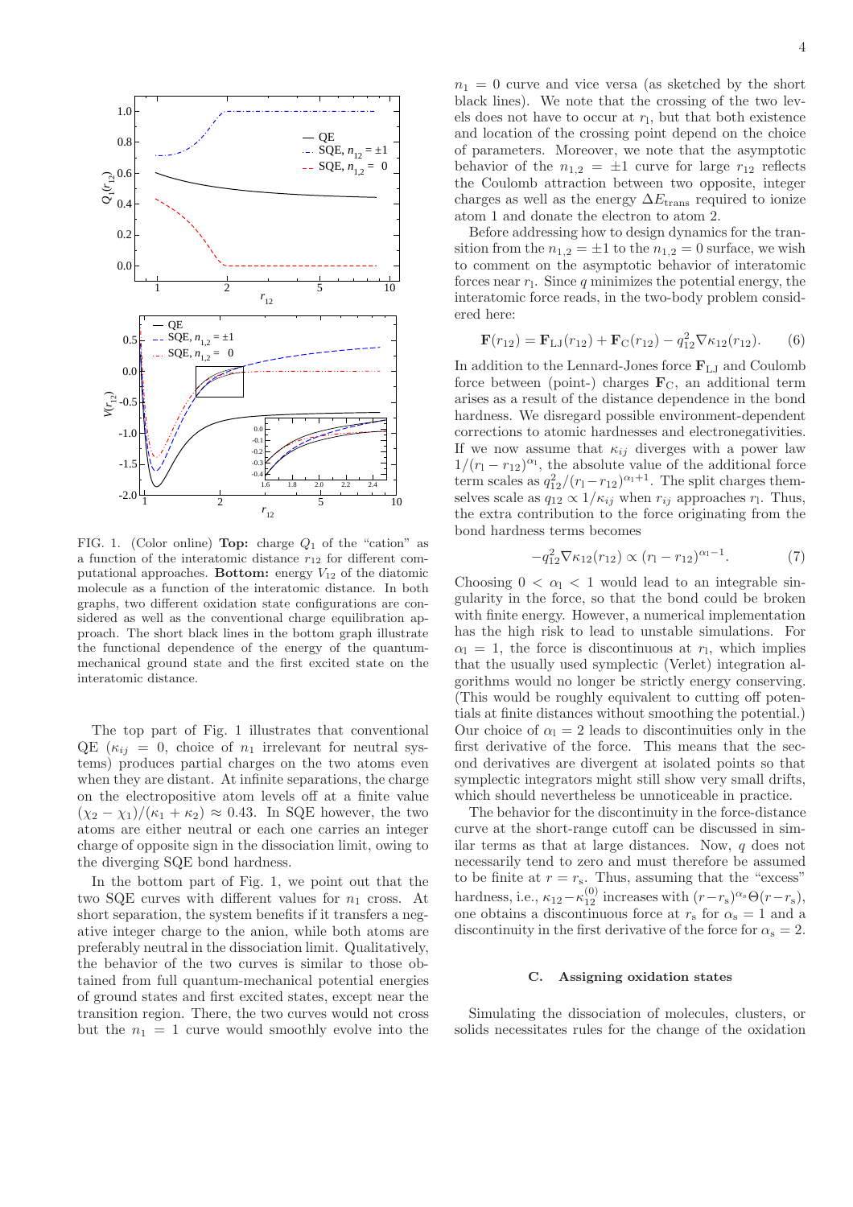FIG. 1. (Color online) **Top:** charge $Q_1$ of the "cation" as a function of the interatomic distance $r_{12}$ for different computational approaches. **Bottom:** energy $V_{12}$ of the diatomic molecule as a function of the interatomic distance. In both graphs, two different oxidation state configurations are considered as well as the conventional charge equilibration approach. The short black lines in the bottom graph illustrate the functional dependence of the energy of the quantum-mechanical ground state and the first excited state on the interatomic distance.

The top part of Fig. 1 illustrates that conventional QE ($\kappa_{ij} = 0$, choice of $n_1$ irrelevant for neutral systems) produces partial charges on the two atoms even when they are distant. At infinite separations, the charge on the electropositive atom levels off at a finite value $(\chi_2 - \chi_1)/(\kappa_1 + \kappa_2) \approx 0.43$. In SQE however, the two atoms are either neutral or each one carries an integer charge of opposite sign in the dissociation limit, owing to the diverging SQE bond hardness.

In the bottom part of Fig. 1, we point out that the two SQE curves with different values for $n_1$ cross. At short separation, the system benefits if it transfers a negative integer charge to the anion, while both atoms are preferably neutral in the dissociation limit. Qualitatively, the behavior of the two curves is similar to those obtained from full quantum-mechanical potential energies of ground states and first excited states, except near the transition region. There, the two curves would not cross but the $n_1 = 1$ curve would smoothly evolve into the $n_1 = 0$ curve and vice versa (as sketched by the short black lines). We note that the crossing of the two levels does not have to occur at $r_\text{l}$, but that both existence and location of the crossing point depend on the choice of parameters. Moreover, we note that the asymptotic behavior of the $n_{1,2} = \pm 1$ curve for large $r_{12}$ reflects the Coulomb attraction between two opposite, integer charges as well as the energy $\Delta E_\text{trans}$ required to ionize atom 1 and donate the electron to atom 2.

Before addressing how to design dynamics for the transition from the $n_{1,2} = \pm 1$ to the $n_{1,2} = 0$ surface, we wish to comment on the asymptotic behavior of interatomic forces near $r_\text{l}$. Since $q$ minimizes the potential energy, the interatomic force reads, in the two-body problem considered here:

$$\mathbf{F}(r_{12}) = \mathbf{F}_\text{LJ}(r_{12}) + \mathbf{F}_\text{C}(r_{12}) - q_{12}^2 \nabla \kappa_{12}(r_{12}). \qquad (6)$$

In addition to the Lennard-Jones force $\mathbf{F}_\text{LJ}$ and Coulomb force between (point-) charges $\mathbf{F}_\text{C}$, an additional term arises as a result of the distance dependence in the bond hardness. We disregard possible environment-dependent corrections to atomic hardnesses and electronegativities. If we now assume that $\kappa_{ij}$ diverges with a power law $1/(r_\text{l} - r_{12})^{\alpha_\text{l}}$, the absolute value of the additional force term scales as $q_{12}^2/(r_\text{l} - r_{12})^{\alpha_\text{l}+1}$. The split charges themselves scale as $q_{12} \propto 1/\kappa_{ij}$ when $r_{ij}$ approaches $r_\text{l}$. Thus, the extra contribution to the force originating from the bond hardness terms becomes

$$-q_{12}^2 \nabla \kappa_{12}(r_{12}) \propto (r_\text{l} - r_{12})^{\alpha_\text{l}-1}. \qquad (7)$$

Choosing $0 < \alpha_\text{l} < 1$ would lead to an integrable singularity in the force, so that the bond could be broken with finite energy. However, a numerical implementation has the high risk to lead to unstable simulations. For $\alpha_\text{l} = 1$, the force is discontinuous at $r_\text{l}$, which implies that the usually used symplectic (Verlet) integration algorithms would no longer be strictly energy conserving. (This would be roughly equivalent to cutting off potentials at finite distances without smoothing the potential.) Our choice of $\alpha_\text{l} = 2$ leads to discontinuities only in the first derivative of the force. This means that the second derivatives are divergent at isolated points so that symplectic integrators might still show very small drifts, which should nevertheless be unnoticeable in practice.

The behavior for the discontinuity in the force-distance curve at the short-range cutoff can be discussed in similar terms as that at large distances. Now, $q$ does not necessarily tend to zero and must therefore be assumed to be finite at $r = r_\text{s}$. Thus, assuming that the "excess" hardness, i.e., $\kappa_{12} - \kappa_{12}^{(0)}$ increases with $(r - r_\text{s})^{\alpha_\text{s}} \Theta(r - r_\text{s})$, one obtains a discontinuous force at $r_\text{s}$ for $\alpha_\text{s} = 1$ and a discontinuity in the first derivative of the force for $\alpha_\text{s} = 2$.

### C. Assigning oxidation states

Simulating the dissociation of molecules, clusters, or solids necessitates rules for the change of the oxidation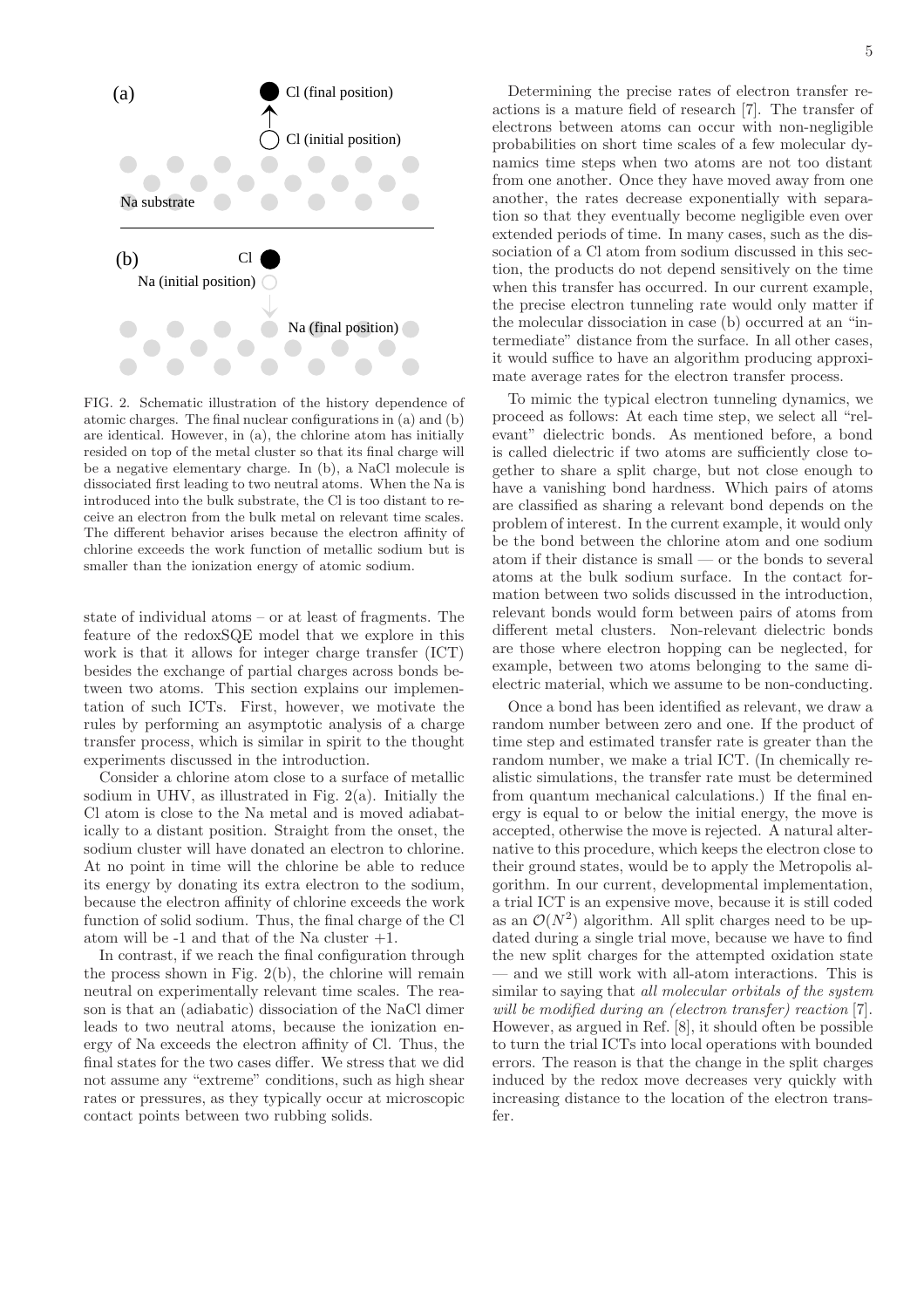FIG. 2. Schematic illustration of the history dependence of atomic charges. The final nuclear configurations in (a) and (b) are identical. However, in (a), the chlorine atom has initially resided on top of the metal cluster so that its final charge will be a negative elementary charge. In (b), a NaCl molecule is dissociated first leading to two neutral atoms. When the Na is introduced into the bulk substrate, the Cl is too distant to receive an electron from the bulk metal on relevant time scales. The different behavior arises because the electron affinity of chlorine exceeds the work function of metallic sodium but is smaller than the ionization energy of atomic sodium.

state of individual atoms – or at least of fragments. The feature of the redoxSQE model that we explore in this work is that it allows for integer charge transfer (ICT) besides the exchange of partial charges across bonds between two atoms. This section explains our implementation of such ICTs. First, however, we motivate the rules by performing an asymptotic analysis of a charge transfer process, which is similar in spirit to the thought experiments discussed in the introduction.

Consider a chlorine atom close to a surface of metallic sodium in UHV, as illustrated in Fig. 2(a). Initially the Cl atom is close to the Na metal and is moved adiabatically to a distant position. Straight from the onset, the sodium cluster will have donated an electron to chlorine. At no point in time will the chlorine be able to reduce its energy by donating its extra electron to the sodium, because the electron affinity of chlorine exceeds the work function of solid sodium. Thus, the final charge of the Cl atom will be -1 and that of the Na cluster +1.

In contrast, if we reach the final configuration through the process shown in Fig. 2(b), the chlorine will remain neutral on experimentally relevant time scales. The reason is that an (adiabatic) dissociation of the NaCl dimer leads to two neutral atoms, because the ionization energy of Na exceeds the electron affinity of Cl. Thus, the final states for the two cases differ. We stress that we did not assume any "extreme" conditions, such as high shear rates or pressures, as they typically occur at microscopic contact points between two rubbing solids.

Determining the precise rates of electron transfer reactions is a mature field of research [7]. The transfer of electrons between atoms can occur with non-negligible probabilities on short time scales of a few molecular dynamics time steps when two atoms are not too distant from one another. Once they have moved away from one another, the rates decrease exponentially with separation so that they eventually become negligible even over extended periods of time. In many cases, such as the dissociation of a Cl atom from sodium discussed in this section, the products do not depend sensitively on the time when this transfer has occurred. In our current example, the precise electron tunneling rate would only matter if the molecular dissociation in case (b) occurred at an "intermediate" distance from the surface. In all other cases, it would suffice to have an algorithm producing approximate average rates for the electron transfer process.

To mimic the typical electron tunneling dynamics, we proceed as follows: At each time step, we select all "relevant" dielectric bonds. As mentioned before, a bond is called dielectric if two atoms are sufficiently close together to share a split charge, but not close enough to have a vanishing bond hardness. Which pairs of atoms are classified as sharing a relevant bond depends on the problem of interest. In the current example, it would only be the bond between the chlorine atom and one sodium atom if their distance is small — or the bonds to several atoms at the bulk sodium surface. In the contact formation between two solids discussed in the introduction, relevant bonds would form between pairs of atoms from different metal clusters. Non-relevant dielectric bonds are those where electron hopping can be neglected, for example, between two atoms belonging to the same dielectric material, which we assume to be non-conducting.

Once a bond has been identified as relevant, we draw a random number between zero and one. If the product of time step and estimated transfer rate is greater than the random number, we make a trial ICT. (In chemically realistic simulations, the transfer rate must be determined from quantum mechanical calculations.) If the final energy is equal to or below the initial energy, the move is accepted, otherwise the move is rejected. A natural alternative to this procedure, which keeps the electron close to their ground states, would be to apply the Metropolis algorithm. In our current, developmental implementation, a trial ICT is an expensive move, because it is still coded as an $\mathcal{O}(N^2)$ algorithm. All split charges need to be updated during a single trial move, because we have to find the new split charges for the attempted oxidation state — and we still work with all-atom interactions. This is similar to saying that *all molecular orbitals of the system will be modified during an (electron transfer) reaction* [7]. However, as argued in Ref. [8], it should often be possible to turn the trial ICTs into local operations with bounded errors. The reason is that the change in the split charges induced by the redox move decreases very quickly with increasing distance to the location of the electron transfer.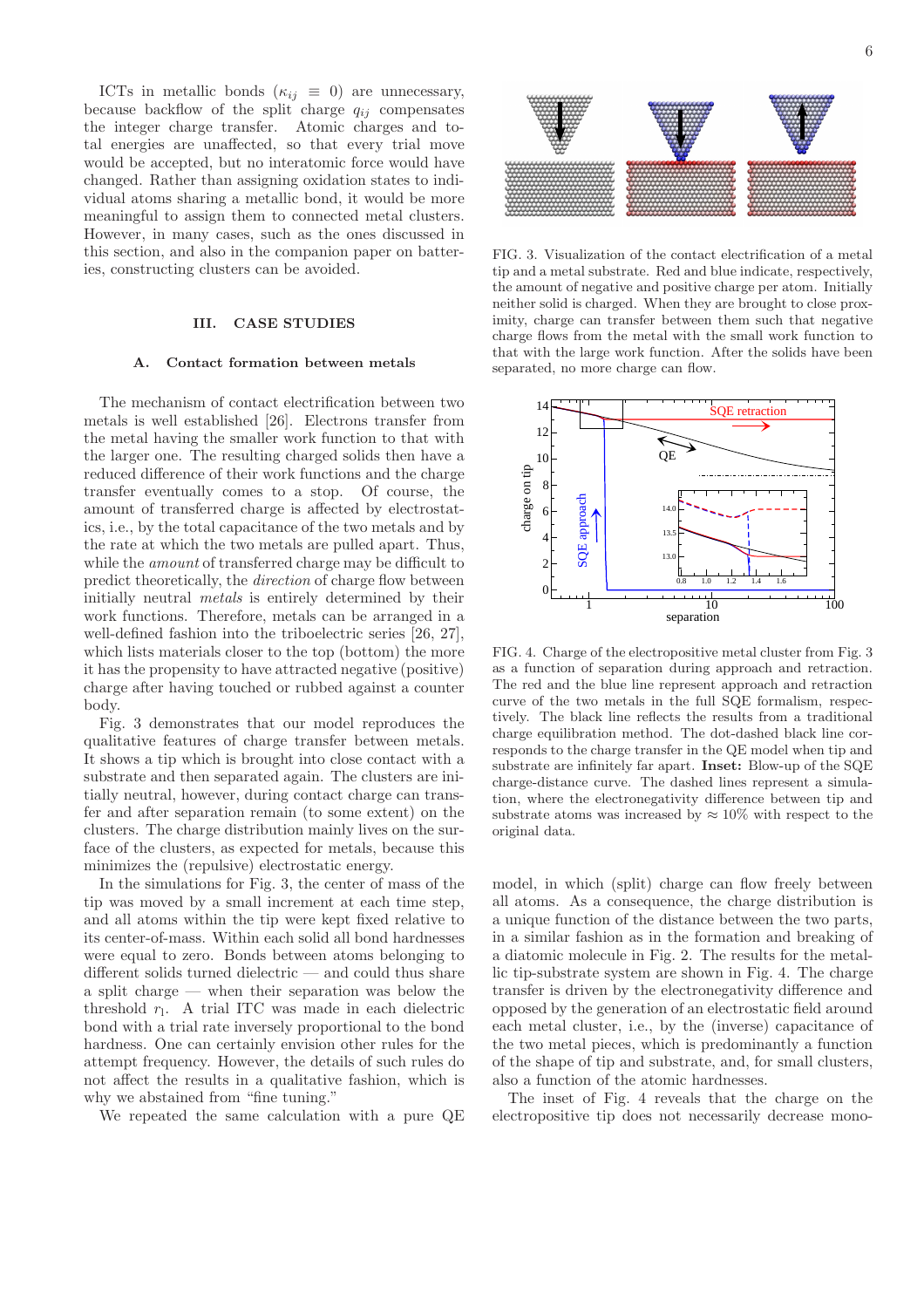ICTs in metallic bonds ($\kappa_{ij} \equiv 0$) are unnecessary, because backflow of the split charge $q_{ij}$ compensates the integer charge transfer. Atomic charges and total energies are unaffected, so that every trial move would be accepted, but no interatomic force would have changed. Rather than assigning oxidation states to individual atoms sharing a metallic bond, it would be more meaningful to assign them to connected metal clusters. However, in many cases, such as the ones discussed in this section, and also in the companion paper on batteries, constructing clusters can be avoided.

## III. CASE STUDIES

### A. Contact formation between metals

The mechanism of contact electrification between two metals is well established [26]. Electrons transfer from the metal having the smaller work function to that with the larger one. The resulting charged solids then have a reduced difference of their work functions and the charge transfer eventually comes to a stop. Of course, the amount of transferred charge is affected by electrostatics, i.e., by the total capacitance of the two metals and by the rate at which the two metals are pulled apart. Thus, while the *amount* of transferred charge may be difficult to predict theoretically, the *direction* of charge flow between initially neutral *metals* is entirely determined by their work functions. Therefore, metals can be arranged in a well-defined fashion into the triboelectric series [26, 27], which lists materials closer to the top (bottom) the more it has the propensity to have attracted negative (positive) charge after having touched or rubbed against a counter body.

Fig. 3 demonstrates that our model reproduces the qualitative features of charge transfer between metals. It shows a tip which is brought into close contact with a substrate and then separated again. The clusters are initially neutral, however, during contact charge can transfer and after separation remain (to some extent) on the clusters. The charge distribution mainly lives on the surface of the clusters, as expected for metals, because this minimizes the (repulsive) electrostatic energy.

In the simulations for Fig. 3, the center of mass of the tip was moved by a small increment at each time step, and all atoms within the tip were kept fixed relative to its center-of-mass. Within each solid all bond hardnesses were equal to zero. Bonds between atoms belonging to different solids turned dielectric — and could thus share a split charge — when their separation was below the threshold $r_1$. A trial ITC was made in each dielectric bond with a trial rate inversely proportional to the bond hardness. One can certainly envision other rules for the attempt frequency. However, the details of such rules do not affect the results in a qualitative fashion, which is why we abstained from "fine tuning."

We repeated the same calculation with a pure QE model, in which (split) charge can flow freely between all atoms. As a consequence, the charge distribution is a unique function of the distance between the two parts, in a similar fashion as in the formation and breaking of a diatomic molecule in Fig. 2. The results for the metallic tip-substrate system are shown in Fig. 4. The charge transfer is driven by the electronegativity difference and opposed by the generation of an electrostatic field around each metal cluster, i.e., by the (inverse) capacitance of the two metal pieces, which is predominantly a function of the shape of tip and substrate, and, for small clusters, also a function of the atomic hardnesses.

The inset of Fig. 4 reveals that the charge on the electropositive tip does not necessarily decrease mono-

FIG. 3. Visualization of the contact electrification of a metal tip and a metal substrate. Red and blue indicate, respectively, the amount of negative and positive charge per atom. Initially neither solid is charged. When they are brought to close proximity, charge can transfer between them such that negative charge flows from the metal with the small work function to that with the large work function. After the solids have been separated, no more charge can flow.

FIG. 4. Charge of the electropositive metal cluster from Fig. 3 as a function of separation during approach and retraction. The red and the blue line represent approach and retraction curve of the two metals in the full SQE formalism, respectively. The black line reflects the results from a traditional charge equilibration method. The dot-dashed black line corresponds to the charge transfer in the QE model when tip and substrate are infinitely far apart. **Inset:** Blow-up of the SQE charge-distance curve. The dashed lines represent a simulation, where the electronegativity difference between tip and substrate atoms was increased by $\approx 10\%$ with respect to the original data.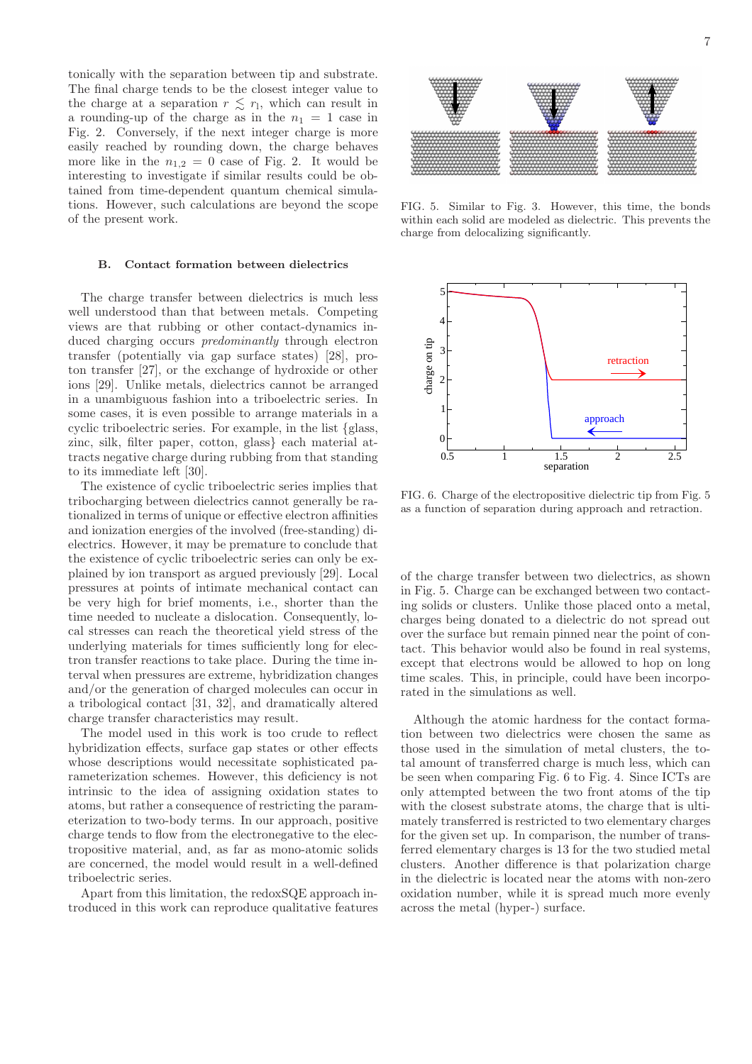tonically with the separation between tip and substrate. The final charge tends to be the closest integer value to the charge at a separation $r \lesssim r_1$, which can result in a rounding-up of the charge as in the $n_1 = 1$ case in Fig. 2. Conversely, if the next integer charge is more easily reached by rounding down, the charge behaves more like in the $n_{1,2} = 0$ case of Fig. 2. It would be interesting to investigate if similar results could be obtained from time-dependent quantum chemical simulations. However, such calculations are beyond the scope of the present work.

### B. Contact formation between dielectrics

The charge transfer between dielectrics is much less well understood than that between metals. Competing views are that rubbing or other contact-dynamics induced charging occurs *predominantly* through electron transfer (potentially via gap surface states) [28], proton transfer [27], or the exchange of hydroxide or other ions [29]. Unlike metals, dielectrics cannot be arranged in a unambiguous fashion into a triboelectric series. In some cases, it is even possible to arrange materials in a cyclic triboelectric series. For example, in the list {glass, zinc, silk, filter paper, cotton, glass} each material attracts negative charge during rubbing from that standing to its immediate left [30].

The existence of cyclic triboelectric series implies that tribocharging between dielectrics cannot generally be rationalized in terms of unique or effective electron affinities and ionization energies of the involved (free-standing) dielectrics. However, it may be premature to conclude that the existence of cyclic triboelectric series can only be explained by ion transport as argued previously [29]. Local pressures at points of intimate mechanical contact can be very high for brief moments, i.e., shorter than the time needed to nucleate a dislocation. Consequently, local stresses can reach the theoretical yield stress of the underlying materials for times sufficiently long for electron transfer reactions to take place. During the time interval when pressures are extreme, hybridization changes and/or the generation of charged molecules can occur in a tribological contact [31, 32], and dramatically altered charge transfer characteristics may result.

The model used in this work is too crude to reflect hybridization effects, surface gap states or other effects whose descriptions would necessitate sophisticated parameterization schemes. However, this deficiency is not intrinsic to the idea of assigning oxidation states to atoms, but rather a consequence of restricting the parameterization to two-body terms. In our approach, positive charge tends to flow from the electronegative to the electropositive material, and, as far as mono-atomic solids are concerned, the model would result in a well-defined triboelectric series.

Apart from this limitation, the redoxSQE approach introduced in this work can reproduce qualitative features of the charge transfer between two dielectrics, as shown in Fig. 5. Charge can be exchanged between two contacting solids or clusters. Unlike those placed onto a metal, charges being donated to a dielectric do not spread out over the surface but remain pinned near the point of contact. This behavior would also be found in real systems, except that electrons would be allowed to hop on long time scales. This, in principle, could have been incorporated in the simulations as well.

FIG. 5. Similar to Fig. 3. However, this time, the bonds within each solid are modeled as dielectric. This prevents the charge from delocalizing significantly.

5
4
3
2
1
0
charge on tip
0.5
1
1.5
2
2.5
separation
retraction
approach

FIG. 6. Charge of the electropositive dielectric tip from Fig. 5 as a function of separation during approach and retraction.

Although the atomic hardness for the contact formation between two dielectrics were chosen the same as those used in the simulation of metal clusters, the total amount of transferred charge is much less, which can be seen when comparing Fig. 6 to Fig. 4. Since ICTs are only attempted between the two front atoms of the tip with the closest substrate atoms, the charge that is ultimately transferred is restricted to two elementary charges for the given set up. In comparison, the number of transferred elementary charges is 13 for the two studied metal clusters. Another difference is that polarization charge in the dielectric is located near the atoms with non-zero oxidation number, while it is spread much more evenly across the metal (hyper-) surface.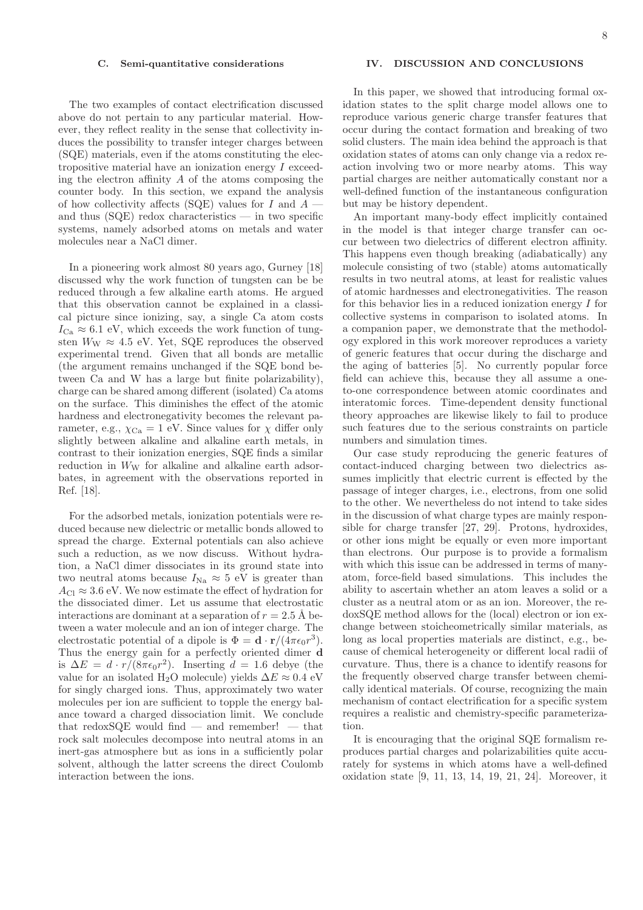### C. Semi-quantitative considerations

The two examples of contact electrification discussed above do not pertain to any particular material. However, they reflect reality in the sense that collectivity induces the possibility to transfer integer charges between (SQE) materials, even if the atoms constituting the electropositive material have an ionization energy $I$ exceeding the electron affinity $A$ of the atoms composing the counter body. In this section, we expand the analysis of how collectivity affects (SQE) values for $I$ and $A$ — and thus (SQE) redox characteristics — in two specific systems, namely adsorbed atoms on metals and water molecules near a NaCl dimer.

In a pioneering work almost 80 years ago, Gurney [18] discussed why the work function of tungsten can be be reduced through a few alkaline earth atoms. He argued that this observation cannot be explained in a classical picture since ionizing, say, a single Ca atom costs $I_{\rm Ca} \approx 6.1$ eV, which exceeds the work function of tungsten $W_{\rm W} \approx 4.5$ eV. Yet, SQE reproduces the observed experimental trend. Given that all bonds are metallic (the argument remains unchanged if the SQE bond between Ca and W has a large but finite polarizability), charge can be shared among different (isolated) Ca atoms on the surface. This diminishes the effect of the atomic hardness and electronegativity becomes the relevant parameter, e.g., $\chi_{\rm Ca} = 1$ eV. Since values for $\chi$ differ only slightly between alkaline and alkaline earth metals, in contrast to their ionization energies, SQE finds a similar reduction in $W_{\rm W}$ for alkaline and alkaline earth adsorbates, in agreement with the observations reported in Ref. [18].

For the adsorbed metals, ionization potentials were reduced because new dielectric or metallic bonds allowed to spread the charge. External potentials can also achieve such a reduction, as we now discuss. Without hydration, a NaCl dimer dissociates in its ground state into two neutral atoms because $I_{\rm Na} \approx 5$ eV is greater than $A_{\rm Cl} \approx 3.6$ eV. We now estimate the effect of hydration for the dissociated dimer. Let us assume that electrostatic interactions are dominant at a separation of $r = 2.5$ Å between a water molecule and an ion of integer charge. The electrostatic potential of a dipole is $\Phi = \mathbf{d} \cdot \mathbf{r}/(4\pi\epsilon_0 r^3)$. Thus the energy gain for a perfectly oriented dimer $\mathbf{d}$ is $\Delta E = d \cdot r/(8\pi\epsilon_0 r^2)$. Inserting $d = 1.6$ debye (the value for an isolated $H_2O$ molecule) yields $\Delta E \approx 0.4$ eV for singly charged ions. Thus, approximately two water molecules per ion are sufficient to topple the energy balance toward a charged dissociation limit. We conclude that redoxSQE would find — and remember! — that rock salt molecules decompose into neutral atoms in an inert-gas atmosphere but as ions in a sufficiently polar solvent, although the latter screens the direct Coulomb interaction between the ions.

## IV. DISCUSSION AND CONCLUSIONS

In this paper, we showed that introducing formal oxidation states to the split charge model allows one to reproduce various generic charge transfer features that occur during the contact formation and breaking of two solid clusters. The main idea behind the approach is that oxidation states of atoms can only change via a redox reaction involving two or more nearby atoms. This way partial charges are neither automatically constant nor a well-defined function of the instantaneous configuration but may be history dependent.

An important many-body effect implicitly contained in the model is that integer charge transfer can occur between two dielectrics of different electron affinity. This happens even though breaking (adiabatically) any molecule consisting of two (stable) atoms automatically results in two neutral atoms, at least for realistic values of atomic hardnesses and electronegativities. The reason for this behavior lies in a reduced ionization energy $I$ for collective systems in comparison to isolated atoms. In a companion paper, we demonstrate that the methodology explored in this work moreover reproduces a variety of generic features that occur during the discharge and the aging of batteries [5]. No currently popular force field can achieve this, because they all assume a one-to-one correspondence between atomic coordinates and interatomic forces. Time-dependent density functional theory approaches are likewise likely to fail to produce such features due to the serious constraints on particle numbers and simulation times.

Our case study reproducing the generic features of contact-induced charging between two dielectrics assumes implicitly that electric current is effected by the passage of integer charges, i.e., electrons, from one solid to the other. We nevertheless do not intend to take sides in the discussion of what charge types are mainly responsible for charge transfer [27, 29]. Protons, hydroxides, or other ions might be equally or even more important than electrons. Our purpose is to provide a formalism with which this issue can be addressed in terms of many-atom, force-field based simulations. This includes the ability to ascertain whether an atom leaves a solid or a cluster as a neutral atom or as an ion. Moreover, the redoxSQE method allows for the (local) electron or ion exchange between stoicheometrically similar materials, as long as local properties materials are distinct, e.g., because of chemical heterogeneity or different local radii of curvature. Thus, there is a chance to identify reasons for the frequently observed charge transfer between chemically identical materials. Of course, recognizing the main mechanism of contact electrification for a specific system requires a realistic and chemistry-specific parameterization.

It is encouraging that the original SQE formalism reproduces partial charges and polarizabilities quite accurately for systems in which atoms have a well-defined oxidation state [9, 11, 13, 14, 19, 21, 24]. Moreover, it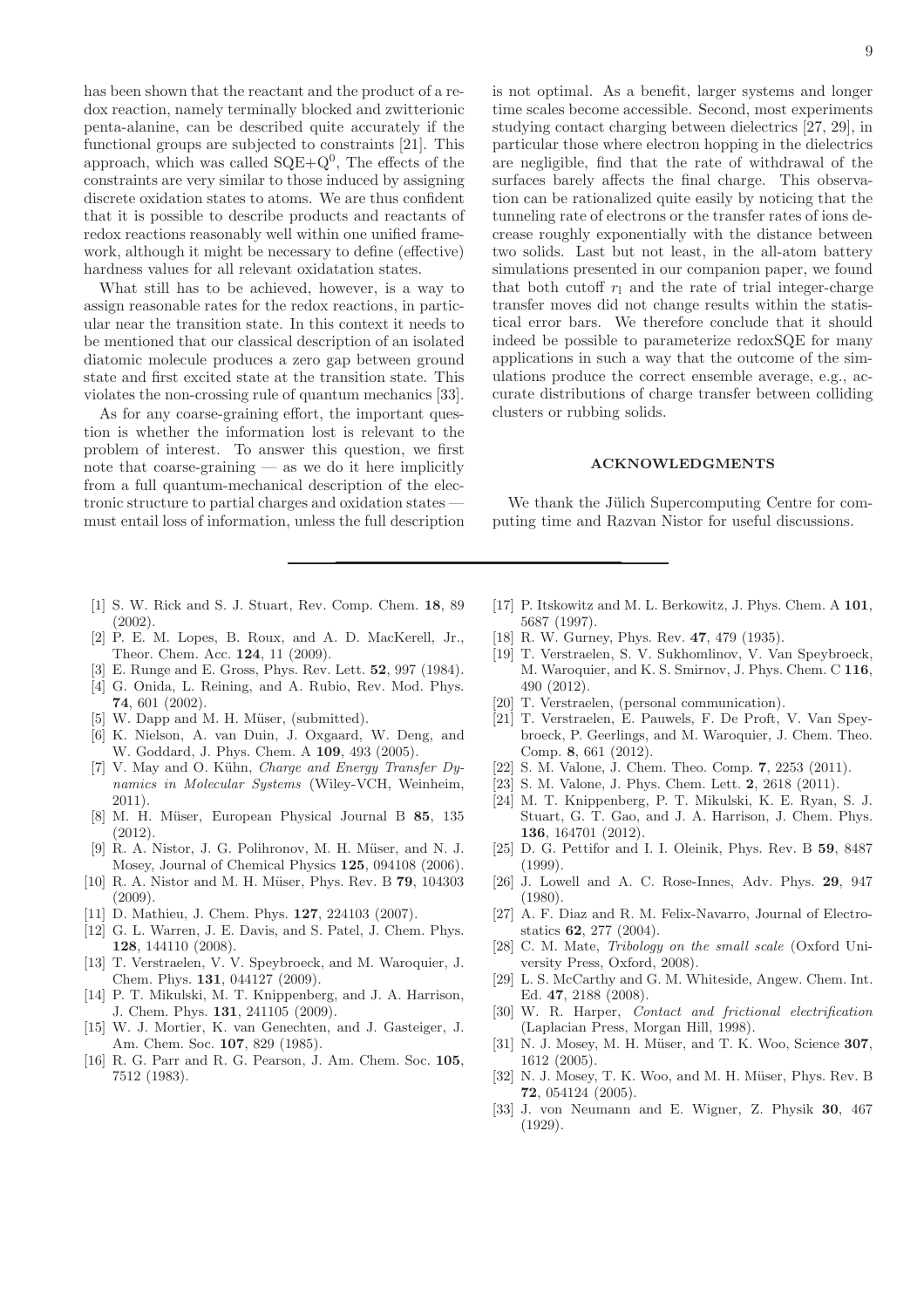has been shown that the reactant and the product of a redox reaction, namely terminally blocked and zwitterionic penta-alanine, can be described quite accurately if the functional groups are subjected to constraints [21]. This approach, which was called SQE+Q$^0$, The effects of the constraints are very similar to those induced by assigning discrete oxidation states to atoms. We are thus confident that it is possible to describe products and reactants of redox reactions reasonably well within one unified framework, although it might be necessary to define (effective) hardness values for all relevant oxidatation states.

What still has to be achieved, however, is a way to assign reasonable rates for the redox reactions, in particular near the transition state. In this context it needs to be mentioned that our classical description of an isolated diatomic molecule produces a zero gap between ground state and first excited state at the transition state. This violates the non-crossing rule of quantum mechanics [33].

As for any coarse-graining effort, the important question is whether the information lost is relevant to the problem of interest. To answer this question, we first note that coarse-graining — as we do it here implicitly from a full quantum-mechanical description of the electronic structure to partial charges and oxidation states — must entail loss of information, unless the full description is not optimal. As a benefit, larger systems and longer time scales become accessible. Second, most experiments studying contact charging between dielectrics [27, 29], in particular those where electron hopping in the dielectrics are negligible, find that the rate of withdrawal of the surfaces barely affects the final charge. This observation can be rationalized quite easily by noticing that the tunneling rate of electrons or the transfer rates of ions decrease roughly exponentially with the distance between two solids. Last but not least, in the all-atom battery simulations presented in our companion paper, we found that both cutoff $r_1$ and the rate of trial integer-charge transfer moves did not change results within the statistical error bars. We therefore conclude that it should indeed be possible to parameterize redoxSQE for many applications in such a way that the outcome of the simulations produce the correct ensemble average, e.g., accurate distributions of charge transfer between colliding clusters or rubbing solids.

## ACKNOWLEDGMENTS

We thank the Jülich Supercomputing Centre for computing time and Razvan Nistor for useful discussions.

---

[1] S. W. Rick and S. J. Stuart, Rev. Comp. Chem. **18**, 89 (2002).
[2] P. E. M. Lopes, B. Roux, and A. D. MacKerell, Jr., Theor. Chem. Acc. **124**, 11 (2009).
[3] E. Runge and E. Gross, Phys. Rev. Lett. **52**, 997 (1984).
[4] G. Onida, L. Reining, and A. Rubio, Rev. Mod. Phys. **74**, 601 (2002).
[5] W. Dapp and M. H. Müser, (submitted).
[6] K. Nielson, A. van Duin, J. Oxgaard, W. Deng, and W. Goddard, J. Phys. Chem. A **109**, 493 (2005).
[7] V. May and O. Kühn, *Charge and Energy Transfer Dynamics in Molecular Systems* (Wiley-VCH, Weinheim, 2011).
[8] M. H. Müser, European Physical Journal B **85**, 135 (2012).
[9] R. A. Nistor, J. G. Polihronov, M. H. Müser, and N. J. Mosey, Journal of Chemical Physics **125**, 094108 (2006).
[10] R. A. Nistor and M. H. Müser, Phys. Rev. B **79**, 104303 (2009).
[11] D. Mathieu, J. Chem. Phys. **127**, 224103 (2007).
[12] G. L. Warren, J. E. Davis, and S. Patel, J. Chem. Phys. **128**, 144110 (2008).
[13] T. Verstraelen, V. V. Speybroeck, and M. Waroquier, J. Chem. Phys. **131**, 044127 (2009).
[14] P. T. Mikulski, M. T. Knippenberg, and J. A. Harrison, J. Chem. Phys. **131**, 241105 (2009).
[15] W. J. Mortier, K. van Genechten, and J. Gasteiger, J. Am. Chem. Soc. **107**, 829 (1985).
[16] R. G. Parr and R. G. Pearson, J. Am. Chem. Soc. **105**, 7512 (1983).
[17] P. Itskowitz and M. L. Berkowitz, J. Phys. Chem. A **101**, 5687 (1997).
[18] R. W. Gurney, Phys. Rev. **47**, 479 (1935).
[19] T. Verstraelen, S. V. Sukhomlinov, V. Van Speybroeck, M. Waroquier, and K. S. Smirnov, J. Phys. Chem. C **116**, 490 (2012).
[20] T. Verstraelen, (personal communication).
[21] T. Verstraelen, E. Pauwels, F. De Proft, V. Van Speybroeck, P. Geerlings, and M. Waroquier, J. Chem. Theo. Comp. **8**, 661 (2012).
[22] S. M. Valone, J. Chem. Theo. Comp. **7**, 2253 (2011).
[23] S. M. Valone, J. Phys. Chem. Lett. **2**, 2618 (2011).
[24] M. T. Knippenberg, P. T. Mikulski, K. E. Ryan, S. J. Stuart, G. T. Gao, and J. A. Harrison, J. Chem. Phys. **136**, 164701 (2012).
[25] D. G. Pettifor and I. I. Oleinik, Phys. Rev. B **59**, 8487 (1999).
[26] J. Lowell and A. C. Rose-Innes, Adv. Phys. **29**, 947 (1980).
[27] A. F. Diaz and R. M. Felix-Navarro, Journal of Electrostatics **62**, 277 (2004).
[28] C. M. Mate, *Tribology on the small scale* (Oxford University Press, Oxford, 2008).
[29] L. S. McCarthy and G. M. Whiteside, Angew. Chem. Int. Ed. **47**, 2188 (2008).
[30] W. R. Harper, *Contact and frictional electrification* (Laplacian Press, Morgan Hill, 1998).
[31] N. J. Mosey, M. H. Müser, and T. K. Woo, Science **307**, 1612 (2005).
[32] N. J. Mosey, T. K. Woo, and M. H. Müser, Phys. Rev. B **72**, 054124 (2005).
[33] J. von Neumann and E. Wigner, Z. Physik **30**, 467 (1929).